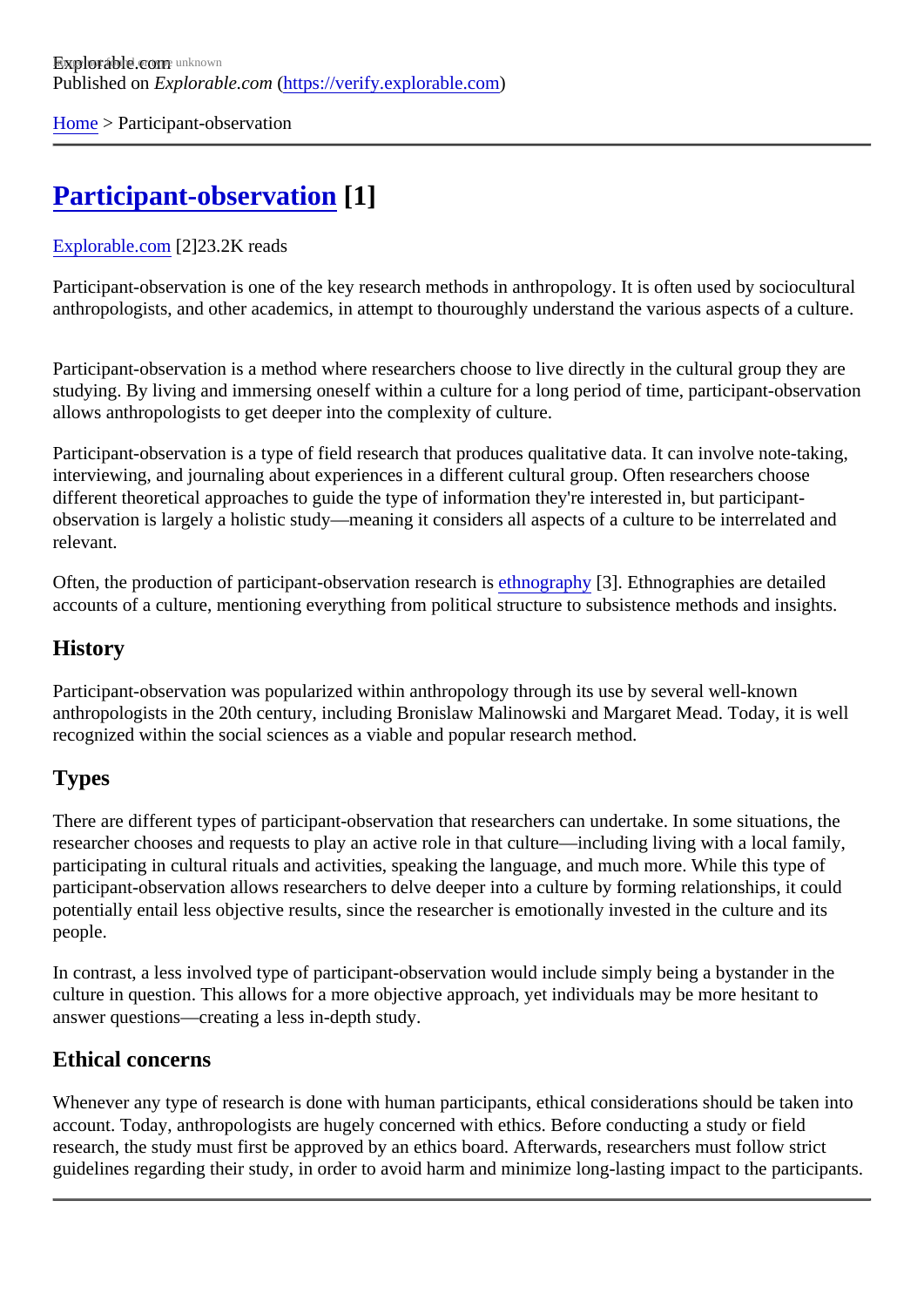Explorable.com
Published on *Explorable.com* (https://verify.explorable.com)

Home > Participant-observation

# Participant-observation [1]

Explorable.com [2]23.2K reads

Participant-observation is one of the key research methods in anthropology. It is often used by sociocultural anthropologists, and other academics, in attempt to thouroughly understand the various aspects of a culture.

Participant-observation is a method where researchers choose to live directly in the cultural group they are studying. By living and immersing oneself within a culture for a long period of time, participant-observation allows anthropologists to get deeper into the complexity of culture.

Participant-observation is a type of field research that produces qualitative data. It can involve note-taking, interviewing, and journaling about experiences in a different cultural group. Often researchers choose different theoretical approaches to guide the type of information they're interested in, but participant-observation is largely a holistic study—meaning it considers all aspects of a culture to be interrelated and relevant.

Often, the production of participant-observation research is ethnography [3]. Ethnographies are detailed accounts of a culture, mentioning everything from political structure to subsistence methods and insights.

## History

Participant-observation was popularized within anthropology through its use by several well-known anthropologists in the 20th century, including Bronislaw Malinowski and Margaret Mead. Today, it is well recognized within the social sciences as a viable and popular research method.

## Types

There are different types of participant-observation that researchers can undertake. In some situations, the researcher chooses and requests to play an active role in that culture—including living with a local family, participating in cultural rituals and activities, speaking the language, and much more. While this type of participant-observation allows researchers to delve deeper into a culture by forming relationships, it could potentially entail less objective results, since the researcher is emotionally invested in the culture and its people.

In contrast, a less involved type of participant-observation would include simply being a bystander in the culture in question. This allows for a more objective approach, yet individuals may be more hesitant to answer questions—creating a less in-depth study.

## Ethical concerns

Whenever any type of research is done with human participants, ethical considerations should be taken into account. Today, anthropologists are hugely concerned with ethics. Before conducting a study or field research, the study must first be approved by an ethics board. Afterwards, researchers must follow strict guidelines regarding their study, in order to avoid harm and minimize long-lasting impact to the participants.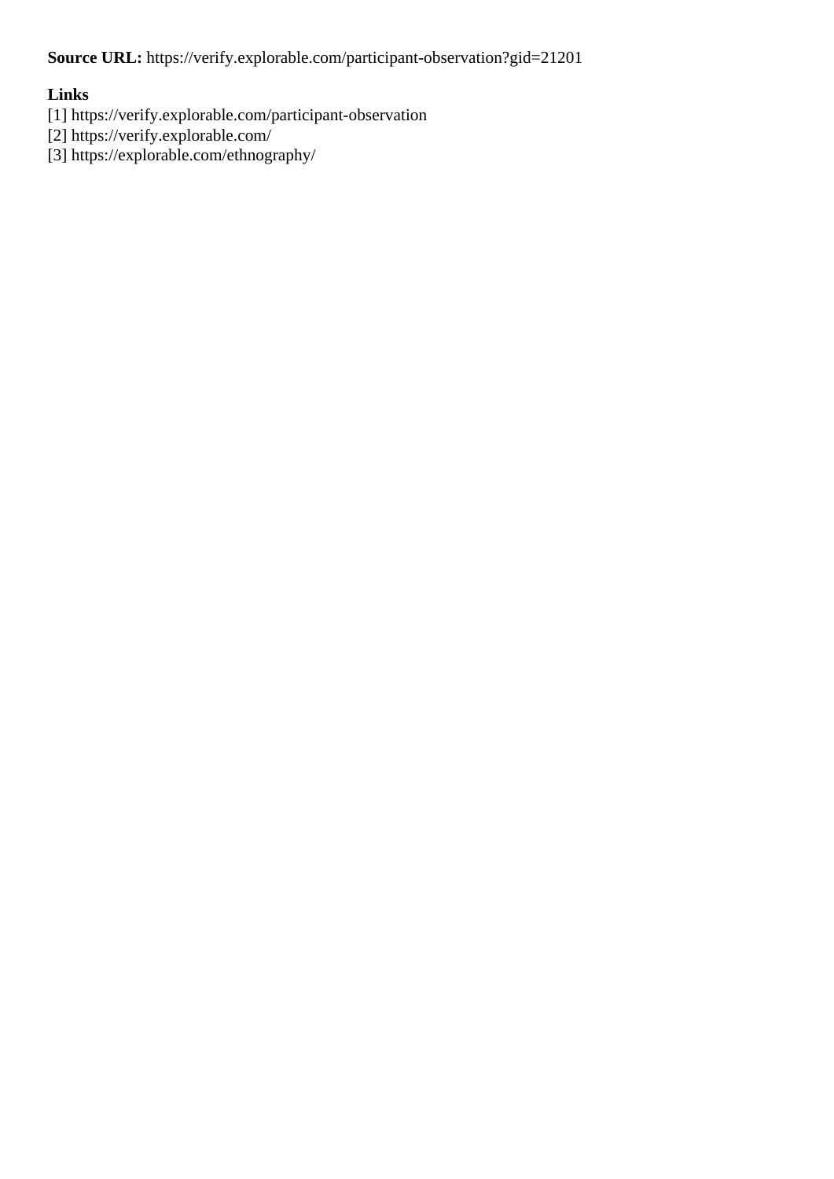**Source URL:** https://verify.explorable.com/participant-observation?gid=21201

**Links**

[1] https://verify.explorable.com/participant-observation
[2] https://verify.explorable.com/
[3] https://explorable.com/ethnography/